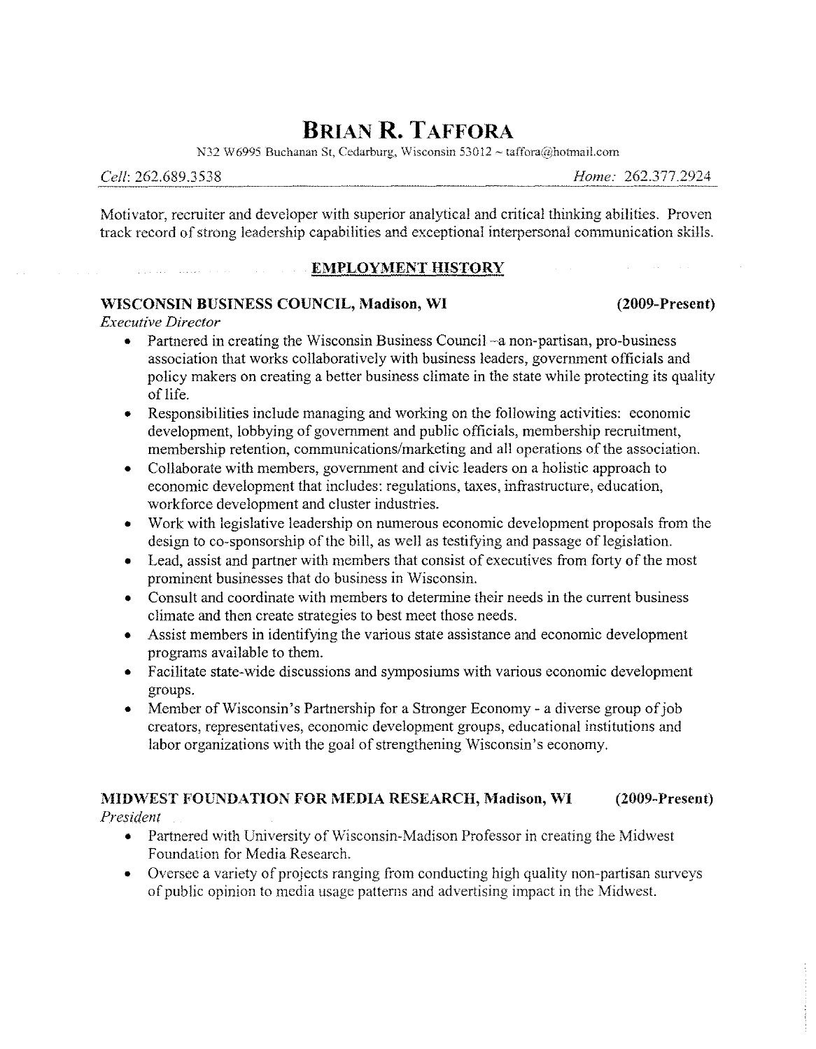# BRIAN R. TAFFORA

N32 W6995 Buchanan St, Cedarburg, Wisconsin 53012 ~ taffora@hotmail.com

*Cell*: 262.689.3538 *Home*: 262.377.2924

Motivator, recruiter and developer with superior analytical and critical thinking abilities. Proven track record of strong leadership capabilities and exceptional interpersonal communication skills.

## EMPLOYMENT HISTORY

**WISCONSIN BUSINESS COUNCIL, Madison, WI** **(2009-Present)**
*Executive Director*

- Partnered in creating the Wisconsin Business Council –a non-partisan, pro-business association that works collaboratively with business leaders, government officials and policy makers on creating a better business climate in the state while protecting its quality of life.
- Responsibilities include managing and working on the following activities: economic development, lobbying of government and public officials, membership recruitment, membership retention, communications/marketing and all operations of the association.
- Collaborate with members, government and civic leaders on a holistic approach to economic development that includes: regulations, taxes, infrastructure, education, workforce development and cluster industries.
- Work with legislative leadership on numerous economic development proposals from the design to co-sponsorship of the bill, as well as testifying and passage of legislation.
- Lead, assist and partner with members that consist of executives from forty of the most prominent businesses that do business in Wisconsin.
- Consult and coordinate with members to determine their needs in the current business climate and then create strategies to best meet those needs.
- Assist members in identifying the various state assistance and economic development programs available to them.
- Facilitate state-wide discussions and symposiums with various economic development groups.
- Member of Wisconsin's Partnership for a Stronger Economy - a diverse group of job creators, representatives, economic development groups, educational institutions and labor organizations with the goal of strengthening Wisconsin's economy.

**MIDWEST FOUNDATION FOR MEDIA RESEARCH, Madison, WI** **(2009-Present)**
*President*

- Partnered with University of Wisconsin-Madison Professor in creating the Midwest Foundation for Media Research.
- Oversee a variety of projects ranging from conducting high quality non-partisan surveys of public opinion to media usage patterns and advertising impact in the Midwest.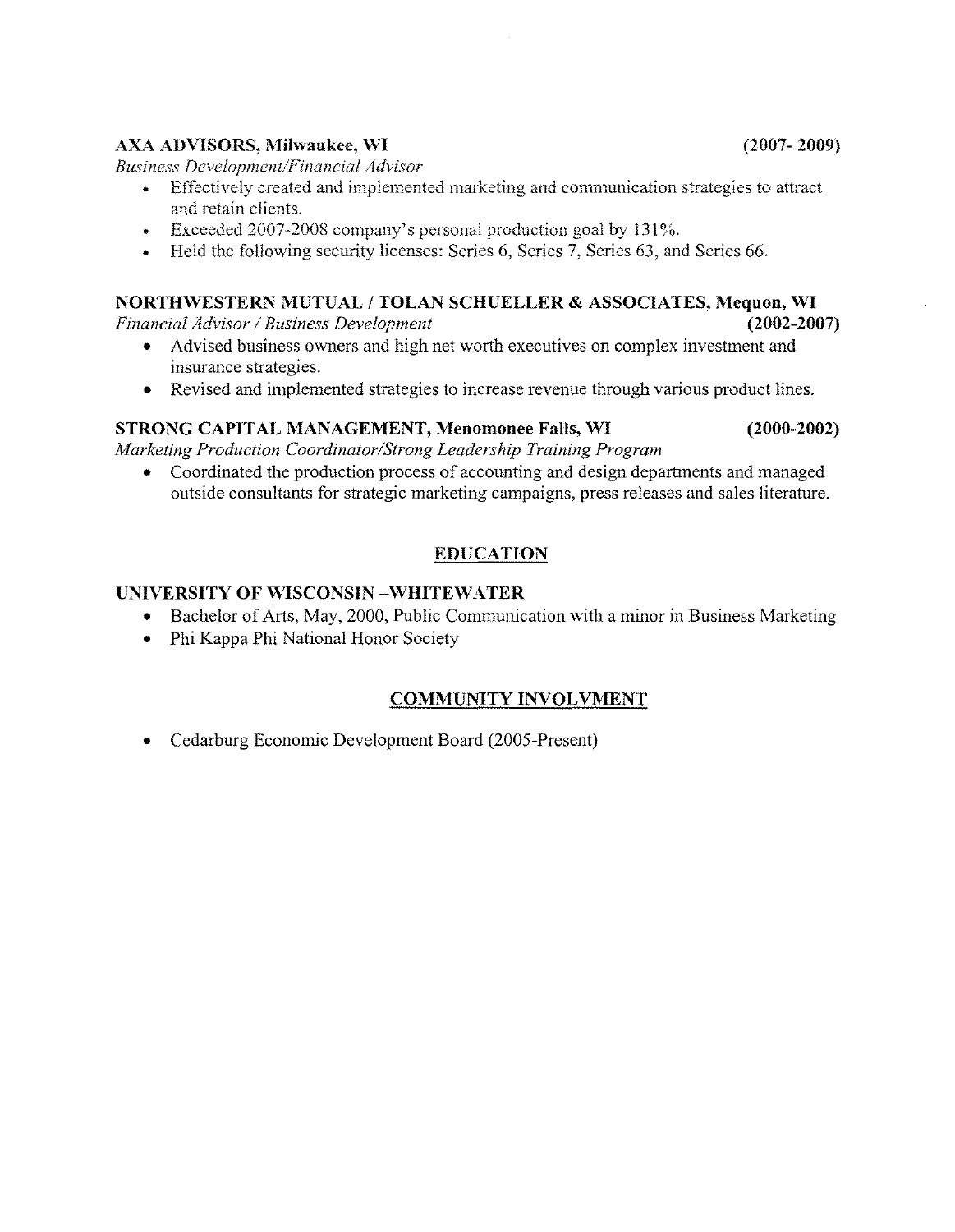**AXA ADVISORS, Milwaukee, WI** **(2007- 2009)**

*Business Development/Financial Advisor*

- Effectively created and implemented marketing and communication strategies to attract and retain clients.
- Exceeded 2007-2008 company's personal production goal by 131%.
- Held the following security licenses: Series 6, Series 7, Series 63, and Series 66.

**NORTHWESTERN MUTUAL / TOLAN SCHUELLER & ASSOCIATES, Mequon, WI**

*Financial Advisor / Business Development* **(2002-2007)**

- Advised business owners and high net worth executives on complex investment and insurance strategies.
- Revised and implemented strategies to increase revenue through various product lines.

**STRONG CAPITAL MANAGEMENT, Menomonee Falls, WI** **(2000-2002)**

*Marketing Production Coordinator/Strong Leadership Training Program*

- Coordinated the production process of accounting and design departments and managed outside consultants for strategic marketing campaigns, press releases and sales literature.

## EDUCATION

**UNIVERSITY OF WISCONSIN –WHITEWATER**

- Bachelor of Arts, May, 2000, Public Communication with a minor in Business Marketing
- Phi Kappa Phi National Honor Society

## COMMUNITY INVOLVMENT

- Cedarburg Economic Development Board (2005-Present)